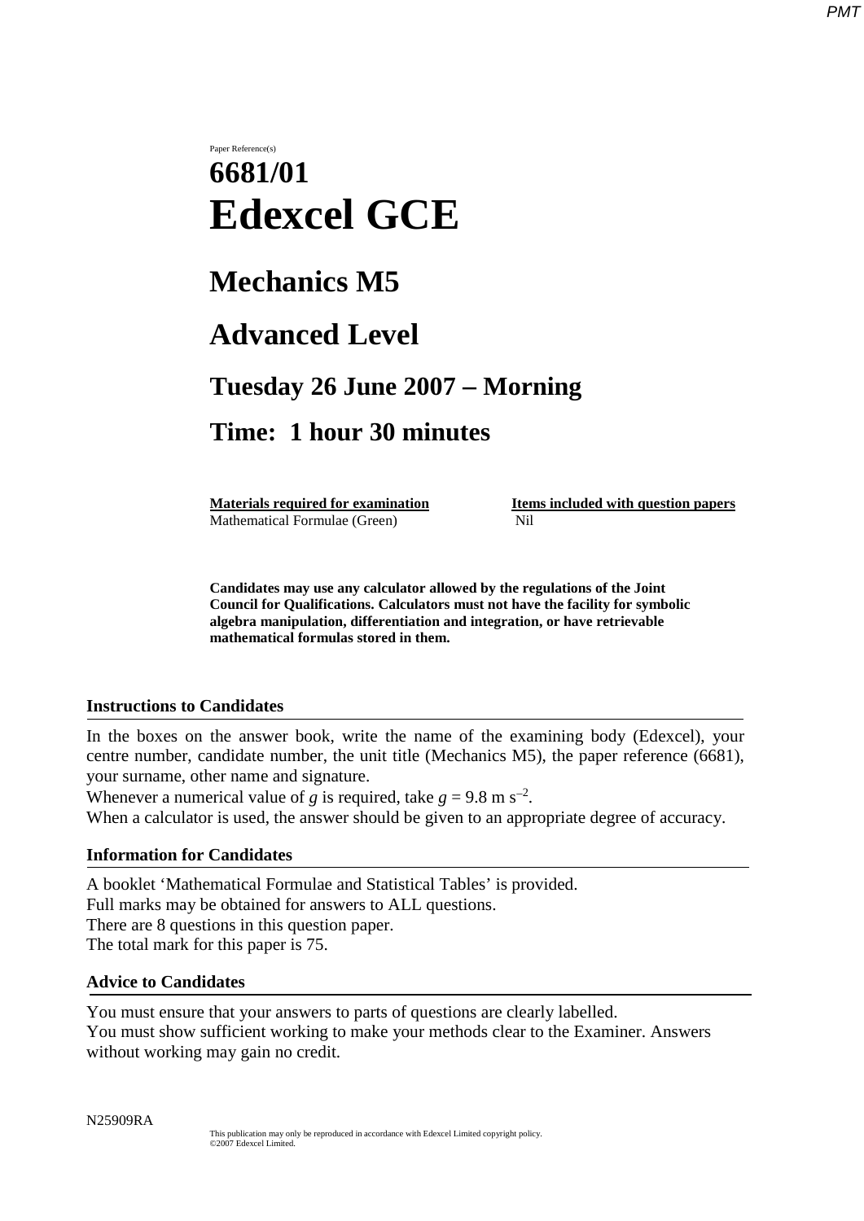Paper Reference(s)

# 6681/01
# Edexcel GCE

## Mechanics M5

## Advanced Level

### Tuesday 26 June 2007 – Morning

### Time: 1 hour 30 minutes

| **Materials required for examination** | **Items included with question papers** |
|---|---|
| Mathematical Formulae (Green) | Nil |

**Candidates may use any calculator allowed by the regulations of the Joint Council for Qualifications. Calculators must not have the facility for symbolic algebra manipulation, differentiation and integration, or have retrievable mathematical formulas stored in them.**

### Instructions to Candidates

In the boxes on the answer book, write the name of the examining body (Edexcel), your centre number, candidate number, the unit title (Mechanics M5), the paper reference (6681), your surname, other name and signature.
Whenever a numerical value of $g$ is required, take $g = 9.8 \text{ m s}^{-2}$.
When a calculator is used, the answer should be given to an appropriate degree of accuracy.

### Information for Candidates

A booklet 'Mathematical Formulae and Statistical Tables' is provided.
Full marks may be obtained for answers to ALL questions.
There are 8 questions in this question paper.
The total mark for this paper is 75.

### Advice to Candidates

You must ensure that your answers to parts of questions are clearly labelled.
You must show sufficient working to make your methods clear to the Examiner. Answers without working may gain no credit.

N25909RA

This publication may only be reproduced in accordance with Edexcel Limited copyright policy.
©2007 Edexcel Limited.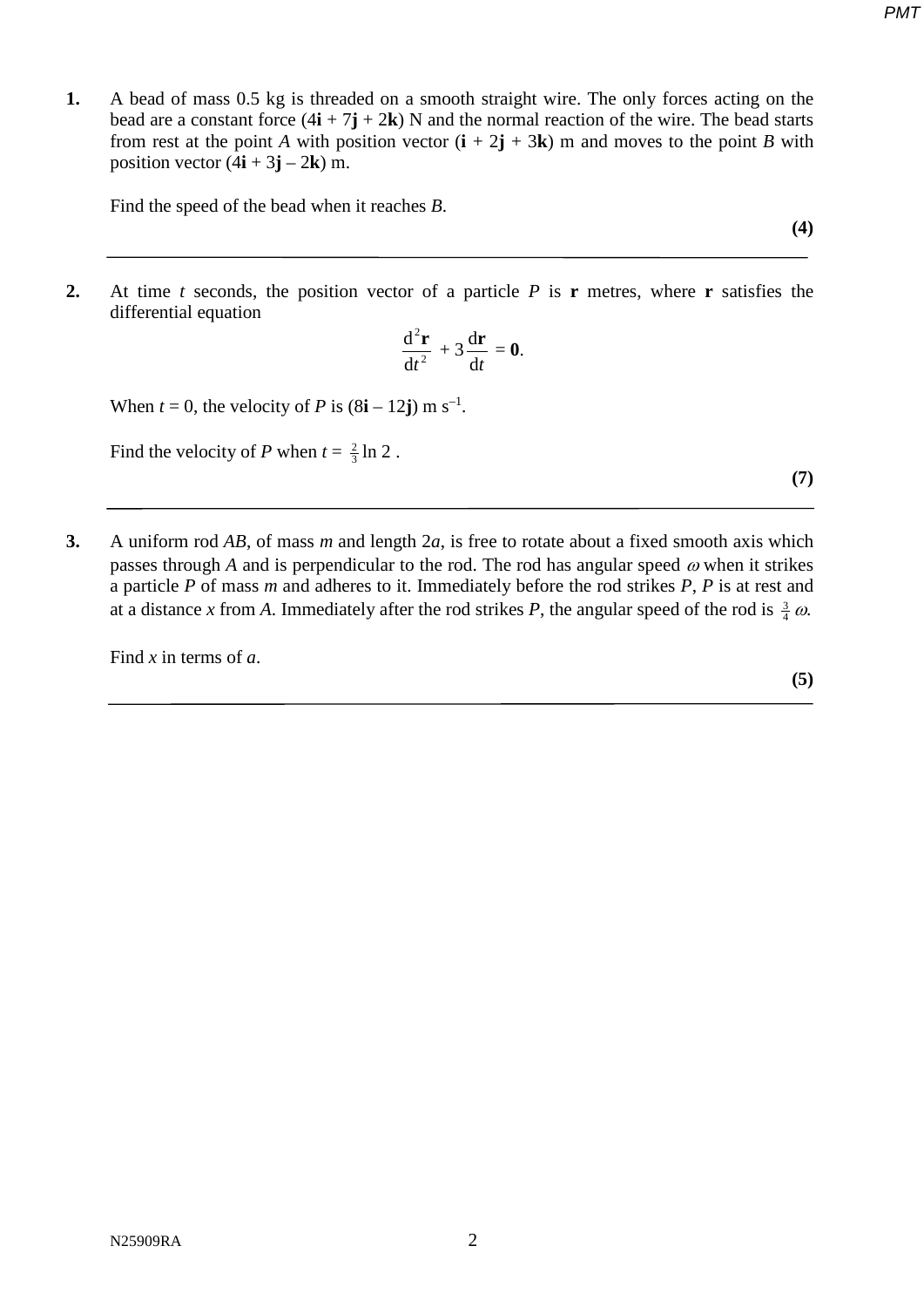**1.** A bead of mass 0.5 kg is threaded on a smooth straight wire. The only forces acting on the bead are a constant force $(4\mathbf{i} + 7\mathbf{j} + 2\mathbf{k})$ N and the normal reaction of the wire. The bead starts from rest at the point $A$ with position vector $(\mathbf{i} + 2\mathbf{j} + 3\mathbf{k})$ m and moves to the point $B$ with position vector $(4\mathbf{i} + 3\mathbf{j} - 2\mathbf{k})$ m.

Find the speed of the bead when it reaches $B$.

**(4)**

---

**2.** At time $t$ seconds, the position vector of a particle $P$ is $\mathbf{r}$ metres, where $\mathbf{r}$ satisfies the differential equation

$$\frac{\mathrm{d}^2\mathbf{r}}{\mathrm{d}t^2} + 3\frac{\mathrm{d}\mathbf{r}}{\mathrm{d}t} = \mathbf{0}.$$

When $t = 0$, the velocity of $P$ is $(8\mathbf{i} - 12\mathbf{j})$ m s$^{-1}$.

Find the velocity of $P$ when $t = \frac{2}{3}\ln 2$ .

**(7)**

---

**3.** A uniform rod $AB$, of mass $m$ and length $2a$, is free to rotate about a fixed smooth axis which passes through $A$ and is perpendicular to the rod. The rod has angular speed $\omega$ when it strikes a particle $P$ of mass $m$ and adheres to it. Immediately before the rod strikes $P$, $P$ is at rest and at a distance $x$ from $A$. Immediately after the rod strikes $P$, the angular speed of the rod is $\frac{3}{4}\omega$.

Find $x$ in terms of $a$.

**(5)**

---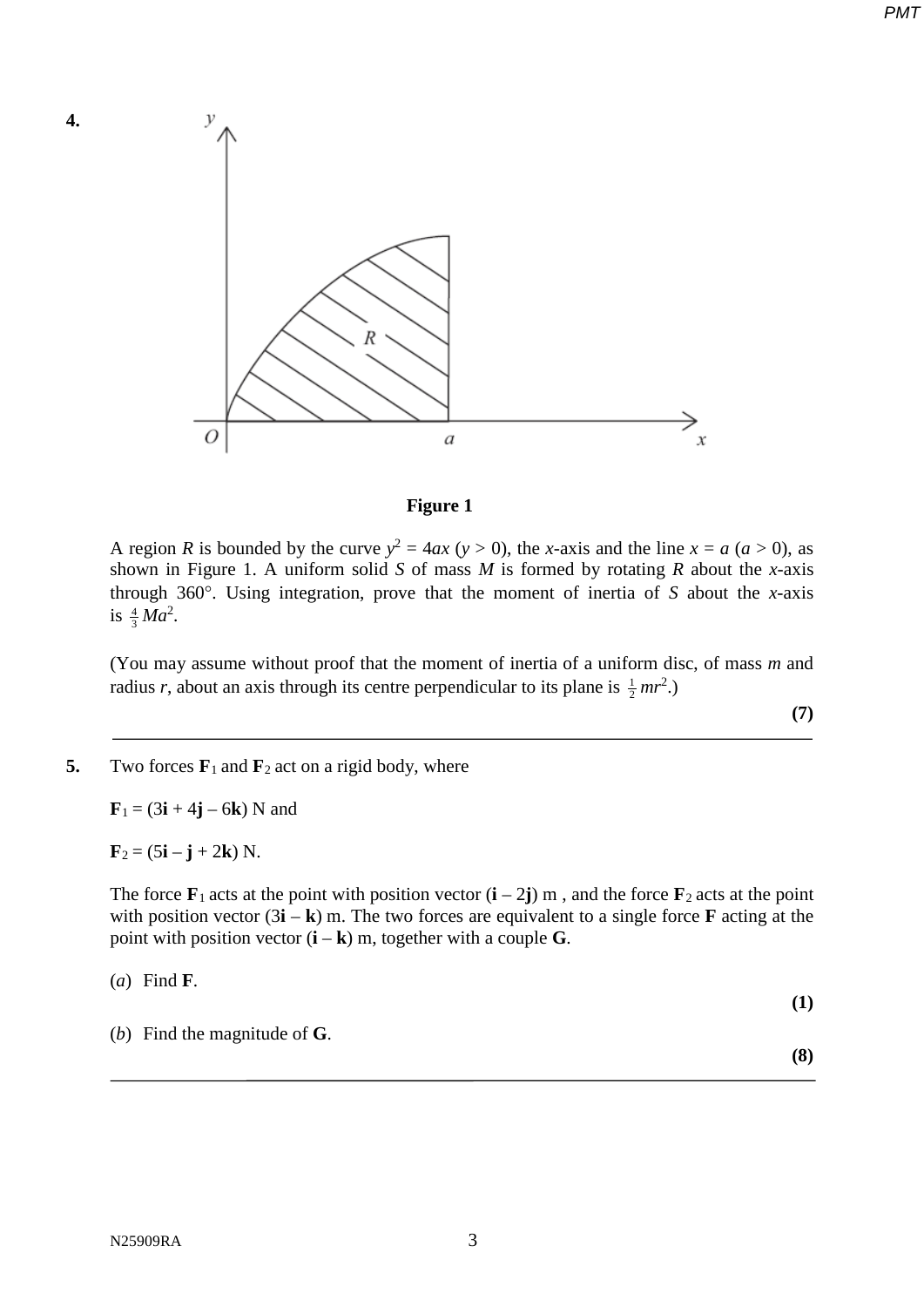**4.**

**Figure 1**

A region $R$ is bounded by the curve $y^2 = 4ax$ ($y > 0$), the $x$-axis and the line $x = a$ ($a > 0$), as shown in Figure 1. A uniform solid $S$ of mass $M$ is formed by rotating $R$ about the $x$-axis through 360°. Using integration, prove that the moment of inertia of $S$ about the $x$-axis is $\frac{4}{3}Ma^2$.

(You may assume without proof that the moment of inertia of a uniform disc, of mass $m$ and radius $r$, about an axis through its centre perpendicular to its plane is $\frac{1}{2}mr^2$.)

**(7)**

---

**5.** Two forces $\mathbf{F}_1$ and $\mathbf{F}_2$ act on a rigid body, where

$\mathbf{F}_1 = (3\mathbf{i} + 4\mathbf{j} - 6\mathbf{k})$ N and

$\mathbf{F}_2 = (5\mathbf{i} - \mathbf{j} + 2\mathbf{k})$ N.

The force $\mathbf{F}_1$ acts at the point with position vector $(\mathbf{i} - 2\mathbf{j})$ m , and the force $\mathbf{F}_2$ acts at the point with position vector $(3\mathbf{i} - \mathbf{k})$ m. The two forces are equivalent to a single force $\mathbf{F}$ acting at the point with position vector $(\mathbf{i} - \mathbf{k})$ m, together with a couple $\mathbf{G}$.

(*a*) Find $\mathbf{F}$.

**(1)**

(*b*) Find the magnitude of $\mathbf{G}$.

**(8)**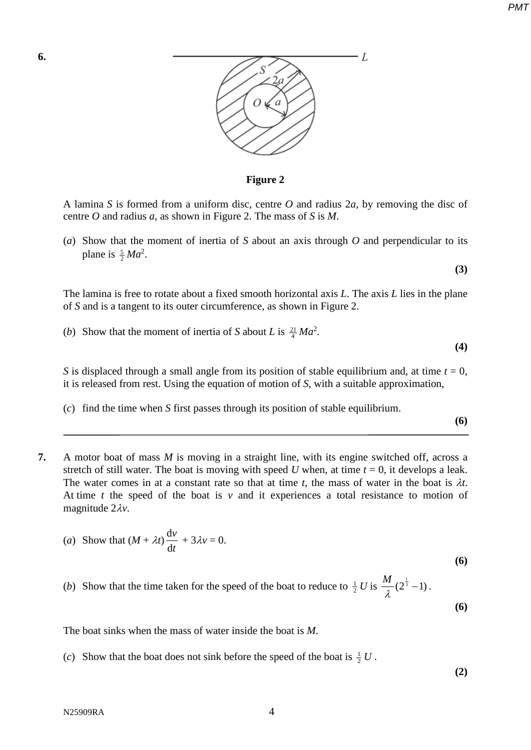**6.**

**Figure 2**

A lamina $S$ is formed from a uniform disc, centre $O$ and radius $2a$, by removing the disc of centre $O$ and radius $a$, as shown in Figure 2. The mass of $S$ is $M$.

(*a*) Show that the moment of inertia of $S$ about an axis through $O$ and perpendicular to its plane is $\frac{5}{2}Ma^2$.

**(3)**

The lamina is free to rotate about a fixed smooth horizontal axis $L$. The axis $L$ lies in the plane of $S$ and is a tangent to its outer circumference, as shown in Figure 2.

(*b*) Show that the moment of inertia of $S$ about $L$ is $\frac{21}{4}Ma^2$.

**(4)**

$S$ is displaced through a small angle from its position of stable equilibrium and, at time $t = 0$, it is released from rest. Using the equation of motion of $S$, with a suitable approximation,

(*c*) find the time when $S$ first passes through its position of stable equilibrium.

**(6)**

---

**7.** A motor boat of mass $M$ is moving in a straight line, with its engine switched off, across a stretch of still water. The boat is moving with speed $U$ when, at time $t = 0$, it develops a leak. The water comes in at a constant rate so that at time $t$, the mass of water in the boat is $\lambda t$. At time $t$ the speed of the boat is $v$ and it experiences a total resistance to motion of magnitude $2\lambda v$.

(*a*) Show that $(M + \lambda t)\dfrac{\mathrm{d}v}{\mathrm{d}t} + 3\lambda v = 0$.

**(6)**

(*b*) Show that the time taken for the speed of the boat to reduce to $\frac{1}{2}U$ is $\dfrac{M}{\lambda}(2^{\frac{1}{3}} - 1)$.

**(6)**

The boat sinks when the mass of water inside the boat is $M$.

(*c*) Show that the boat does not sink before the speed of the boat is $\frac{1}{2}U$.

**(2)**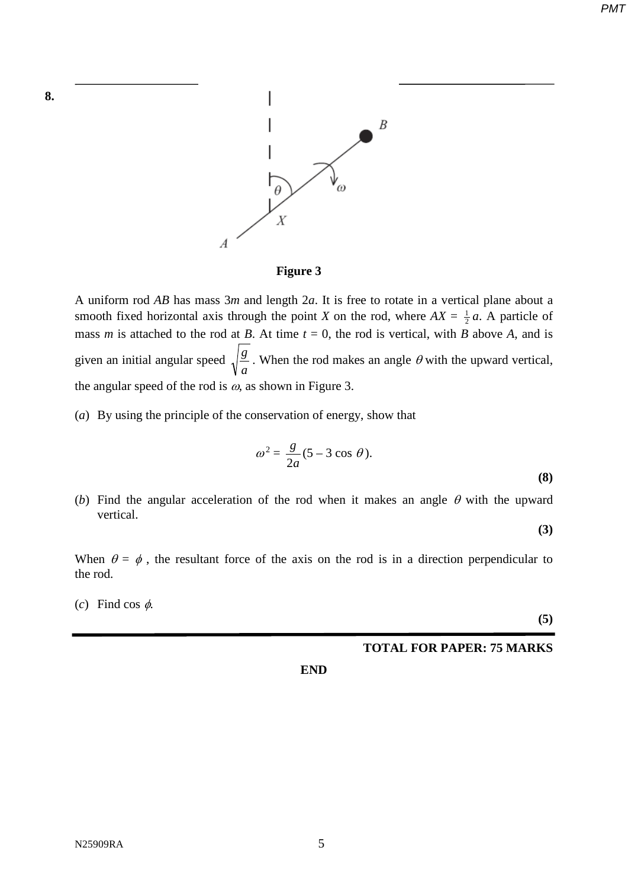**8.**

Figure 3

A uniform rod $AB$ has mass $3m$ and length $2a$. It is free to rotate in a vertical plane about a smooth fixed horizontal axis through the point $X$ on the rod, where $AX = \frac{1}{2}a$. A particle of mass $m$ is attached to the rod at $B$. At time $t = 0$, the rod is vertical, with $B$ above $A$, and is given an initial angular speed $\sqrt{\frac{g}{a}}$. When the rod makes an angle $\theta$ with the upward vertical, the angular speed of the rod is $\omega$, as shown in Figure 3.

(*a*) By using the principle of the conservation of energy, show that

$$\omega^2 = \frac{g}{2a}(5 - 3\cos\theta).$$

**(8)**

(*b*) Find the angular acceleration of the rod when it makes an angle $\theta$ with the upward vertical.

**(3)**

When $\theta = \phi$, the resultant force of the axis on the rod is in a direction perpendicular to the rod.

(*c*) Find $\cos\phi$.

**(5)**

**TOTAL FOR PAPER: 75 MARKS**

**END**